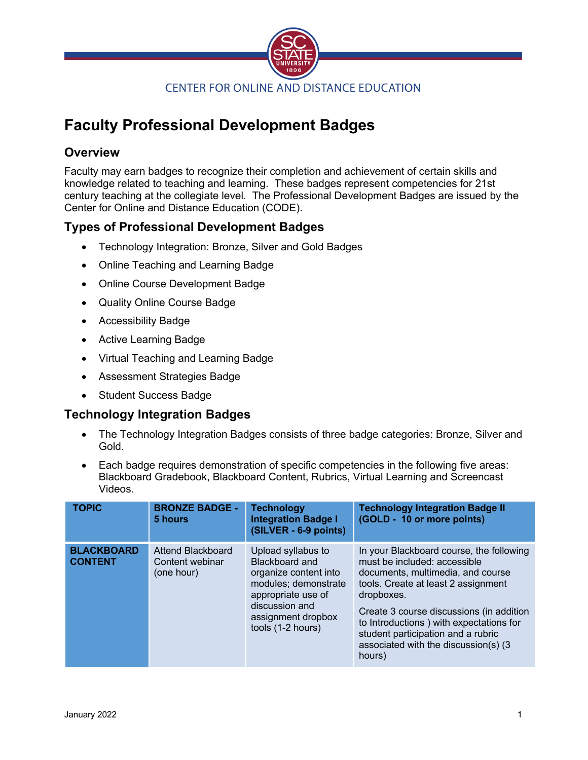CENTER FOR ONLINE AND DISTANCE EDUCATION

# Faculty Professional Development Badges

## Overview

Faculty may earn badges to recognize their completion and achievement of certain skills and knowledge related to teaching and learning. These badges represent competencies for 21st century teaching at the collegiate level. The Professional Development Badges are issued by the Center for Online and Distance Education (CODE).

## Types of Professional Development Badges

- Technology Integration: Bronze, Silver and Gold Badges
- Online Teaching and Learning Badge
- Online Course Development Badge
- Quality Online Course Badge
- Accessibility Badge
- Active Learning Badge
- Virtual Teaching and Learning Badge
- Assessment Strategies Badge
- Student Success Badge

## Technology Integration Badges

- The Technology Integration Badges consists of three badge categories: Bronze, Silver and Gold.
- Each badge requires demonstration of specific competencies in the following five areas: Blackboard Gradebook, Blackboard Content, Rubrics, Virtual Learning and Screencast Videos.

| TOPIC | BRONZE BADGE - 5 hours | Technology Integration Badge I (SILVER - 6-9 points) | Technology Integration Badge II (GOLD - 10 or more points) |
|---|---|---|---|
| **BLACKBOARD CONTENT** | Attend Blackboard Content webinar (one hour) | Upload syllabus to Blackboard and organize content into modules; demonstrate appropriate use of discussion and assignment dropbox tools (1-2 hours) | In your Blackboard course, the following must be included: accessible documents, multimedia, and course tools. Create at least 2 assignment dropboxes.<br><br>Create 3 course discussions (in addition to Introductions ) with expectations for student participation and a rubric associated with the discussion(s) (3 hours) |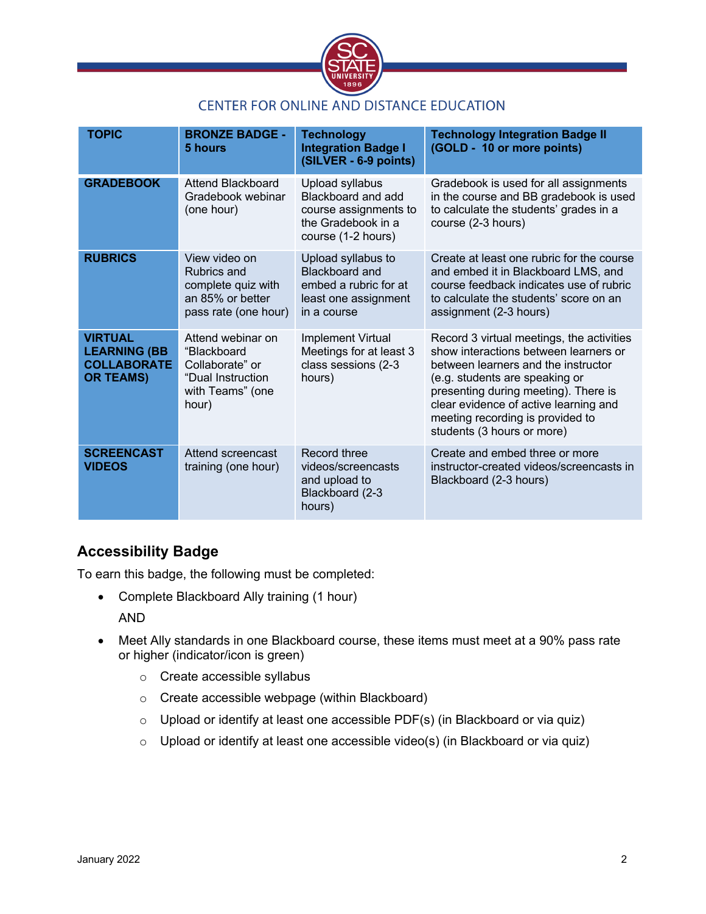CENTER FOR ONLINE AND DISTANCE EDUCATION

| TOPIC | BRONZE BADGE - 5 hours | Technology Integration Badge I (SILVER - 6-9 points) | Technology Integration Badge II (GOLD - 10 or more points) |
| --- | --- | --- | --- |
| **GRADEBOOK** | Attend Blackboard Gradebook webinar (one hour) | Upload syllabus Blackboard and add course assignments to the Gradebook in a course (1-2 hours) | Gradebook is used for all assignments in the course and BB gradebook is used to calculate the students' grades in a course (2-3 hours) |
| **RUBRICS** | View video on Rubrics and complete quiz with an 85% or better pass rate (one hour) | Upload syllabus to Blackboard and embed a rubric for at least one assignment in a course | Create at least one rubric for the course and embed it in Blackboard LMS, and course feedback indicates use of rubric to calculate the students' score on an assignment (2-3 hours) |
| **VIRTUAL LEARNING (BB COLLABORATE OR TEAMS)** | Attend webinar on "Blackboard Collaborate" or "Dual Instruction with Teams" (one hour) | Implement Virtual Meetings for at least 3 class sessions (2-3 hours) | Record 3 virtual meetings, the activities show interactions between learners or between learners and the instructor (e.g. students are speaking or presenting during meeting). There is clear evidence of active learning and meeting recording is provided to students (3 hours or more) |
| **SCREENCAST VIDEOS** | Attend screencast training (one hour) | Record three videos/screencasts and upload to Blackboard (2-3 hours) | Create and embed three or more instructor-created videos/screencasts in Blackboard (2-3 hours) |

## Accessibility Badge

To earn this badge, the following must be completed:

- Complete Blackboard Ally training (1 hour)

  AND

- Meet Ally standards in one Blackboard course, these items must meet at a 90% pass rate or higher (indicator/icon is green)
  - Create accessible syllabus
  - Create accessible webpage (within Blackboard)
  - Upload or identify at least one accessible PDF(s) (in Blackboard or via quiz)
  - Upload or identify at least one accessible video(s) (in Blackboard or via quiz)

January 2022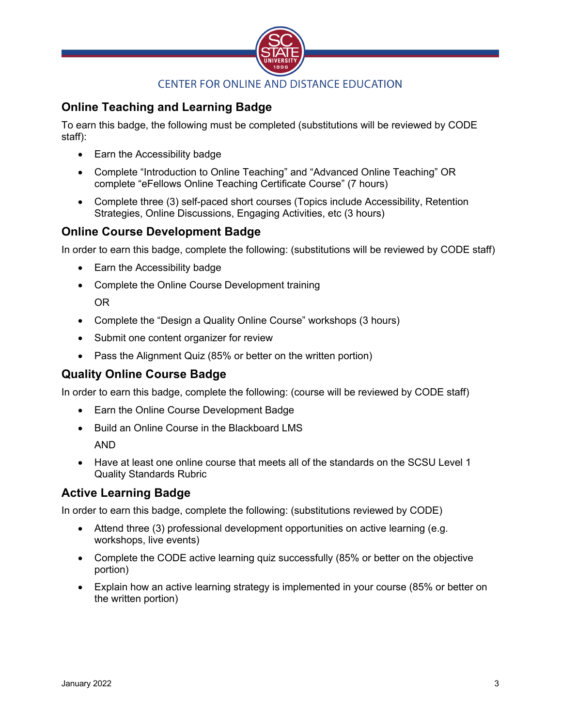## Online Teaching and Learning Badge

To earn this badge, the following must be completed (substitutions will be reviewed by CODE staff):

- Earn the Accessibility badge
- Complete "Introduction to Online Teaching" and "Advanced Online Teaching" OR complete "eFellows Online Teaching Certificate Course" (7 hours)
- Complete three (3) self-paced short courses (Topics include Accessibility, Retention Strategies, Online Discussions, Engaging Activities, etc (3 hours)

## Online Course Development Badge

In order to earn this badge, complete the following: (substitutions will be reviewed by CODE staff)

- Earn the Accessibility badge
- Complete the Online Course Development training

  OR

- Complete the "Design a Quality Online Course" workshops (3 hours)
- Submit one content organizer for review
- Pass the Alignment Quiz (85% or better on the written portion)

## Quality Online Course Badge

In order to earn this badge, complete the following: (course will be reviewed by CODE staff)

- Earn the Online Course Development Badge
- Build an Online Course in the Blackboard LMS

  AND

- Have at least one online course that meets all of the standards on the SCSU Level 1 Quality Standards Rubric

## Active Learning Badge

In order to earn this badge, complete the following: (substitutions reviewed by CODE)

- Attend three (3) professional development opportunities on active learning (e.g. workshops, live events)
- Complete the CODE active learning quiz successfully (85% or better on the objective portion)
- Explain how an active learning strategy is implemented in your course (85% or better on the written portion)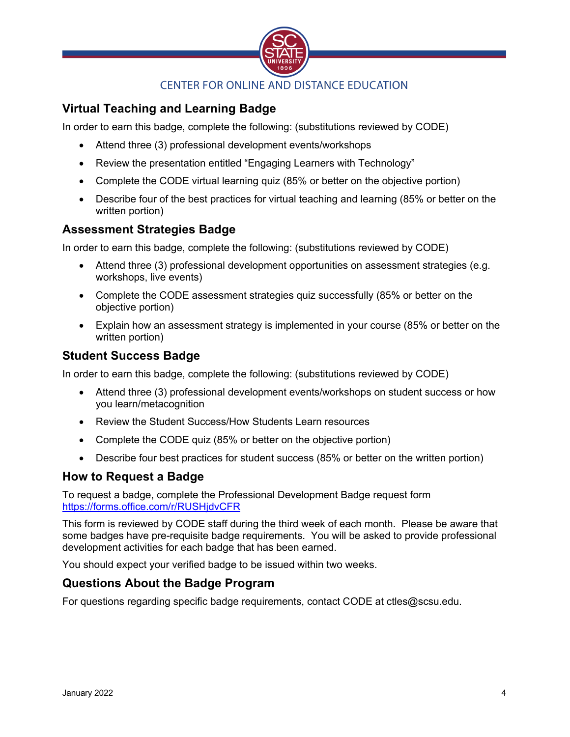## Virtual Teaching and Learning Badge

In order to earn this badge, complete the following: (substitutions reviewed by CODE)

- Attend three (3) professional development events/workshops
- Review the presentation entitled "Engaging Learners with Technology"
- Complete the CODE virtual learning quiz (85% or better on the objective portion)
- Describe four of the best practices for virtual teaching and learning (85% or better on the written portion)

## Assessment Strategies Badge

In order to earn this badge, complete the following: (substitutions reviewed by CODE)

- Attend three (3) professional development opportunities on assessment strategies (e.g. workshops, live events)
- Complete the CODE assessment strategies quiz successfully (85% or better on the objective portion)
- Explain how an assessment strategy is implemented in your course (85% or better on the written portion)

## Student Success Badge

In order to earn this badge, complete the following: (substitutions reviewed by CODE)

- Attend three (3) professional development events/workshops on student success or how you learn/metacognition
- Review the Student Success/How Students Learn resources
- Complete the CODE quiz (85% or better on the objective portion)
- Describe four best practices for student success (85% or better on the written portion)

## How to Request a Badge

To request a badge, complete the Professional Development Badge request form https://forms.office.com/r/RUSHjdvCFR

This form is reviewed by CODE staff during the third week of each month. Please be aware that some badges have pre-requisite badge requirements. You will be asked to provide professional development activities for each badge that has been earned.

You should expect your verified badge to be issued within two weeks.

## Questions About the Badge Program

For questions regarding specific badge requirements, contact CODE at ctles@scsu.edu.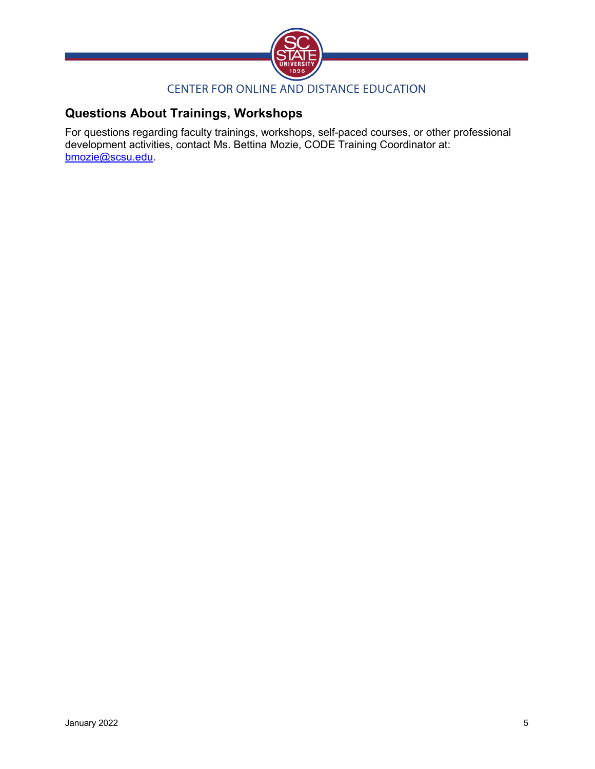## Questions About Trainings, Workshops

For questions regarding faculty trainings, workshops, self-paced courses, or other professional development activities, contact Ms. Bettina Mozie, CODE Training Coordinator at: bmozie@scsu.edu.